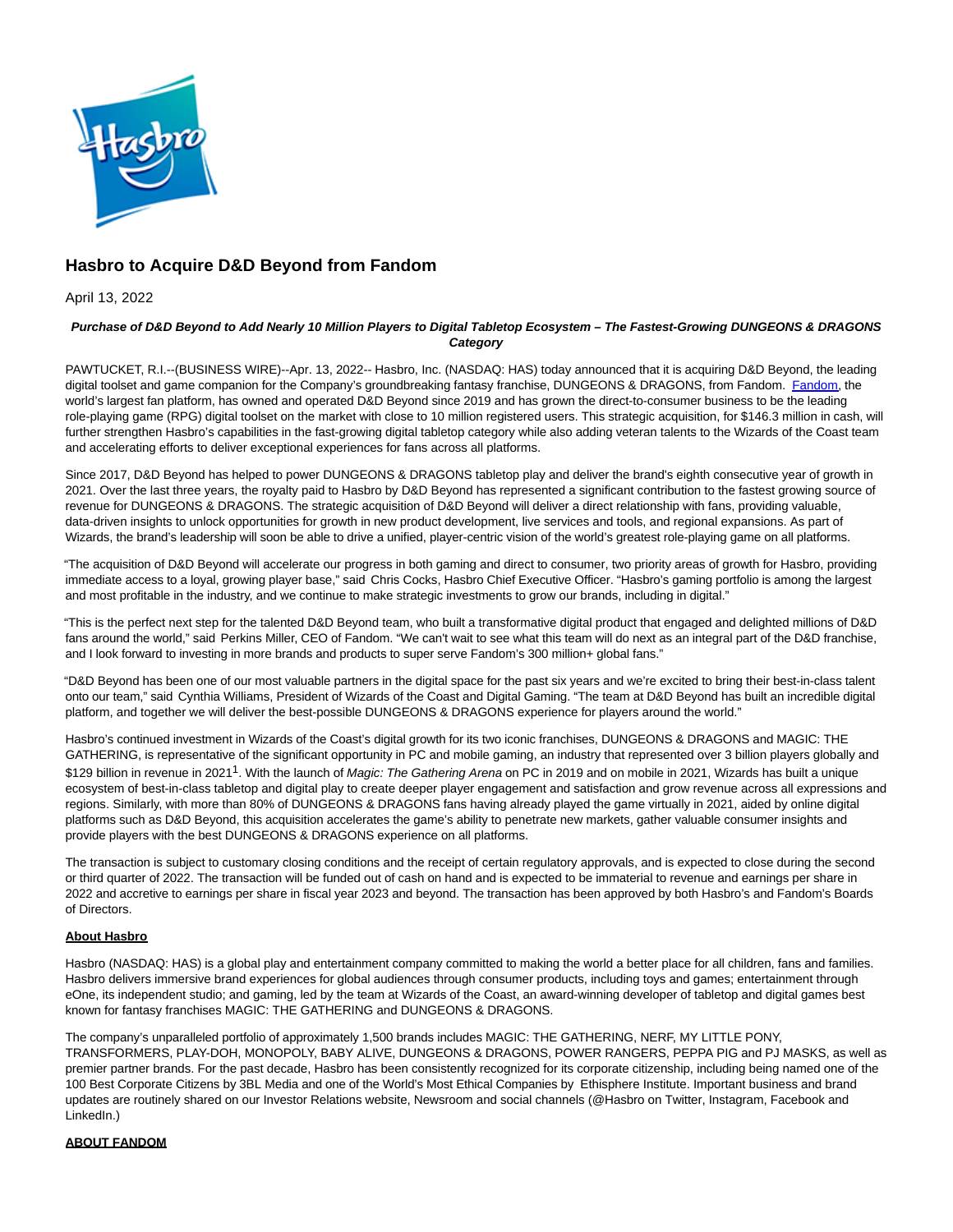# Hasbro to Acquire D&D Beyond from Fandom

April 13, 2022

***Purchase of D&D Beyond to Add Nearly 10 Million Players to Digital Tabletop Ecosystem – The Fastest-Growing DUNGEONS & DRAGONS Category***

PAWTUCKET, R.I.--(BUSINESS WIRE)--Apr. 13, 2022-- Hasbro, Inc. (NASDAQ: HAS) today announced that it is acquiring D&D Beyond, the leading digital toolset and game companion for the Company's groundbreaking fantasy franchise, DUNGEONS & DRAGONS, from Fandom. [Fandom](), the world's largest fan platform, has owned and operated D&D Beyond since 2019 and has grown the direct-to-consumer business to be the leading role-playing game (RPG) digital toolset on the market with close to 10 million registered users. This strategic acquisition, for $146.3 million in cash, will further strengthen Hasbro's capabilities in the fast-growing digital tabletop category while also adding veteran talents to the Wizards of the Coast team and accelerating efforts to deliver exceptional experiences for fans across all platforms.

Since 2017, D&D Beyond has helped to power DUNGEONS & DRAGONS tabletop play and deliver the brand's eighth consecutive year of growth in 2021. Over the last three years, the royalty paid to Hasbro by D&D Beyond has represented a significant contribution to the fastest growing source of revenue for DUNGEONS & DRAGONS. The strategic acquisition of D&D Beyond will deliver a direct relationship with fans, providing valuable, data-driven insights to unlock opportunities for growth in new product development, live services and tools, and regional expansions. As part of Wizards, the brand's leadership will soon be able to drive a unified, player-centric vision of the world's greatest role-playing game on all platforms.

"The acquisition of D&D Beyond will accelerate our progress in both gaming and direct to consumer, two priority areas of growth for Hasbro, providing immediate access to a loyal, growing player base," said Chris Cocks, Hasbro Chief Executive Officer. "Hasbro's gaming portfolio is among the largest and most profitable in the industry, and we continue to make strategic investments to grow our brands, including in digital."

"This is the perfect next step for the talented D&D Beyond team, who built a transformative digital product that engaged and delighted millions of D&D fans around the world," said Perkins Miller, CEO of Fandom. "We can't wait to see what this team will do next as an integral part of the D&D franchise, and I look forward to investing in more brands and products to super serve Fandom's 300 million+ global fans."

"D&D Beyond has been one of our most valuable partners in the digital space for the past six years and we're excited to bring their best-in-class talent onto our team," said Cynthia Williams, President of Wizards of the Coast and Digital Gaming. "The team at D&D Beyond has built an incredible digital platform, and together we will deliver the best-possible DUNGEONS & DRAGONS experience for players around the world."

Hasbro's continued investment in Wizards of the Coast's digital growth for its two iconic franchises, DUNGEONS & DRAGONS and MAGIC: THE GATHERING, is representative of the significant opportunity in PC and mobile gaming, an industry that represented over 3 billion players globally and $129 billion in revenue in 2021[1]. With the launch of *Magic: The Gathering Arena* on PC in 2019 and on mobile in 2021, Wizards has built a unique ecosystem of best-in-class tabletop and digital play to create deeper player engagement and satisfaction and grow revenue across all expressions and regions. Similarly, with more than 80% of DUNGEONS & DRAGONS fans having already played the game virtually in 2021, aided by online digital platforms such as D&D Beyond, this acquisition accelerates the game's ability to penetrate new markets, gather valuable consumer insights and provide players with the best DUNGEONS & DRAGONS experience on all platforms.

The transaction is subject to customary closing conditions and the receipt of certain regulatory approvals, and is expected to close during the second or third quarter of 2022. The transaction will be funded out of cash on hand and is expected to be immaterial to revenue and earnings per share in 2022 and accretive to earnings per share in fiscal year 2023 and beyond. The transaction has been approved by both Hasbro's and Fandom's Boards of Directors.

**About Hasbro**

Hasbro (NASDAQ: HAS) is a global play and entertainment company committed to making the world a better place for all children, fans and families. Hasbro delivers immersive brand experiences for global audiences through consumer products, including toys and games; entertainment through eOne, its independent studio; and gaming, led by the team at Wizards of the Coast, an award-winning developer of tabletop and digital games best known for fantasy franchises MAGIC: THE GATHERING and DUNGEONS & DRAGONS.

The company's unparalleled portfolio of approximately 1,500 brands includes MAGIC: THE GATHERING, NERF, MY LITTLE PONY, TRANSFORMERS, PLAY-DOH, MONOPOLY, BABY ALIVE, DUNGEONS & DRAGONS, POWER RANGERS, PEPPA PIG and PJ MASKS, as well as premier partner brands. For the past decade, Hasbro has been consistently recognized for its corporate citizenship, including being named one of the 100 Best Corporate Citizens by 3BL Media and one of the World's Most Ethical Companies by Ethisphere Institute. Important business and brand updates are routinely shared on our Investor Relations website, Newsroom and social channels (@Hasbro on Twitter, Instagram, Facebook and LinkedIn.)

**ABOUT FANDOM**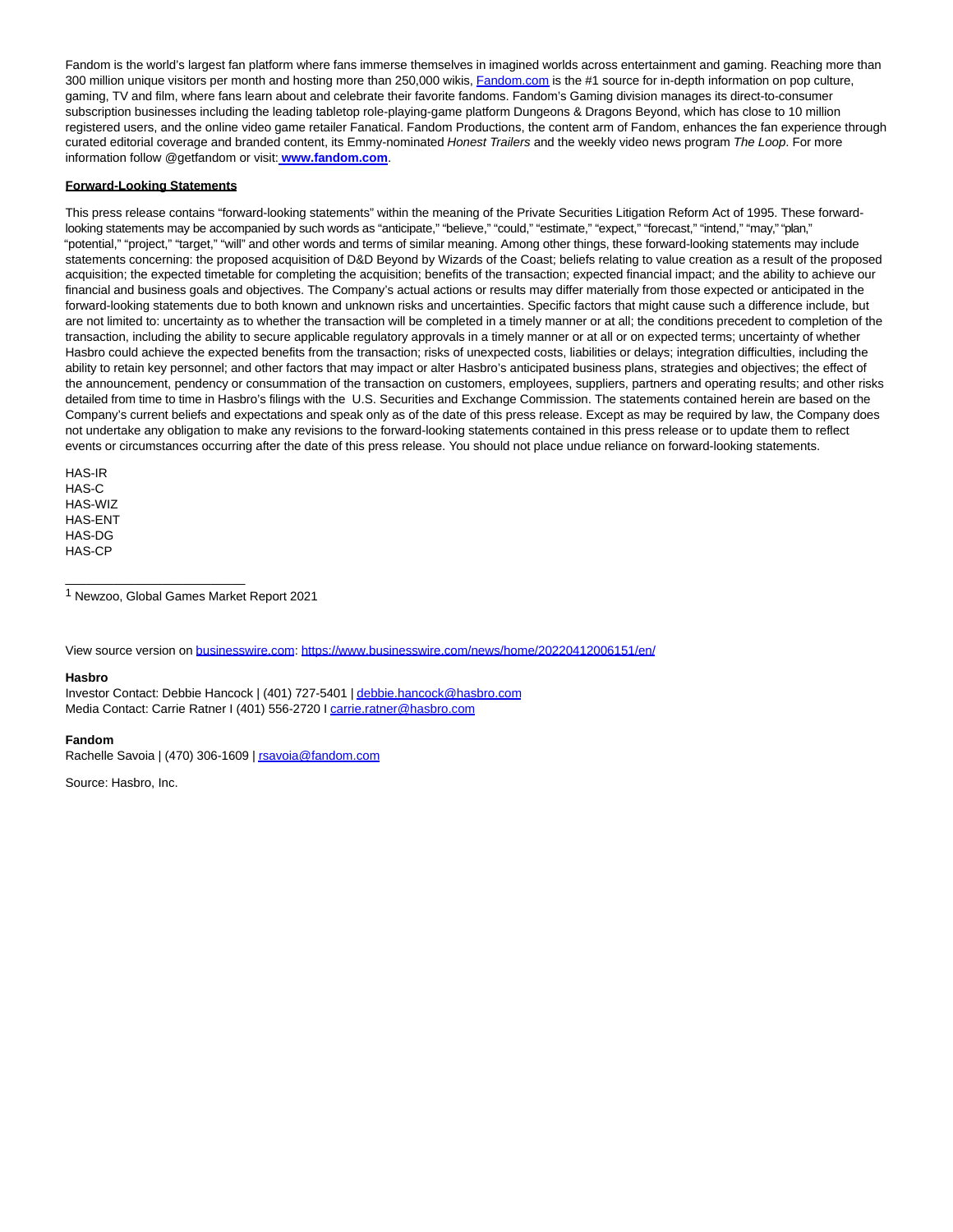Fandom is the world's largest fan platform where fans immerse themselves in imagined worlds across entertainment and gaming. Reaching more than 300 million unique visitors per month and hosting more than 250,000 wikis, [Fandom.com](Fandom.com) is the #1 source for in-depth information on pop culture, gaming, TV and film, where fans learn about and celebrate their favorite fandoms. Fandom's Gaming division manages its direct-to-consumer subscription businesses including the leading tabletop role-playing-game platform Dungeons & Dragons Beyond, which has close to 10 million registered users, and the online video game retailer Fanatical. Fandom Productions, the content arm of Fandom, enhances the fan experience through curated editorial coverage and branded content, its Emmy-nominated *Honest Trailers* and the weekly video news program *The Loop*. For more information follow @getfandom or visit: **www.fandom.com**.

**Forward-Looking Statements**

This press release contains "forward-looking statements" within the meaning of the Private Securities Litigation Reform Act of 1995. These forward-looking statements may be accompanied by such words as "anticipate," "believe," "could," "estimate," "expect," "forecast," "intend," "may," "plan," "potential," "project," "target," "will" and other words and terms of similar meaning. Among other things, these forward-looking statements may include statements concerning: the proposed acquisition of D&D Beyond by Wizards of the Coast; beliefs relating to value creation as a result of the proposed acquisition; the expected timetable for completing the acquisition; benefits of the transaction; expected financial impact; and the ability to achieve our financial and business goals and objectives. The Company's actual actions or results may differ materially from those expected or anticipated in the forward-looking statements due to both known and unknown risks and uncertainties. Specific factors that might cause such a difference include, but are not limited to: uncertainty as to whether the transaction will be completed in a timely manner or at all; the conditions precedent to completion of the transaction, including the ability to secure applicable regulatory approvals in a timely manner or at all or on expected terms; uncertainty of whether Hasbro could achieve the expected benefits from the transaction; risks of unexpected costs, liabilities or delays; integration difficulties, including the ability to retain key personnel; and other factors that may impact or alter Hasbro's anticipated business plans, strategies and objectives; the effect of the announcement, pendency or consummation of the transaction on customers, employees, suppliers, partners and operating results; and other risks detailed from time to time in Hasbro's filings with the U.S. Securities and Exchange Commission. The statements contained herein are based on the Company's current beliefs and expectations and speak only as of the date of this press release. Except as may be required by law, the Company does not undertake any obligation to make any revisions to the forward-looking statements contained in this press release or to update them to reflect events or circumstances occurring after the date of this press release. You should not place undue reliance on forward-looking statements.

HAS-IR
HAS-C
HAS-WIZ
HAS-ENT
HAS-DG
HAS-CP

---

[1] Newzoo, Global Games Market Report 2021

View source version on businesswire.com: https://www.businesswire.com/news/home/20220412006151/en/

**Hasbro**
Investor Contact: Debbie Hancock | (401) 727-5401 | debbie.hancock@hasbro.com
Media Contact: Carrie Ratner I (401) 556-2720 I carrie.ratner@hasbro.com

**Fandom**
Rachelle Savoia | (470) 306-1609 | rsavoia@fandom.com

Source: Hasbro, Inc.